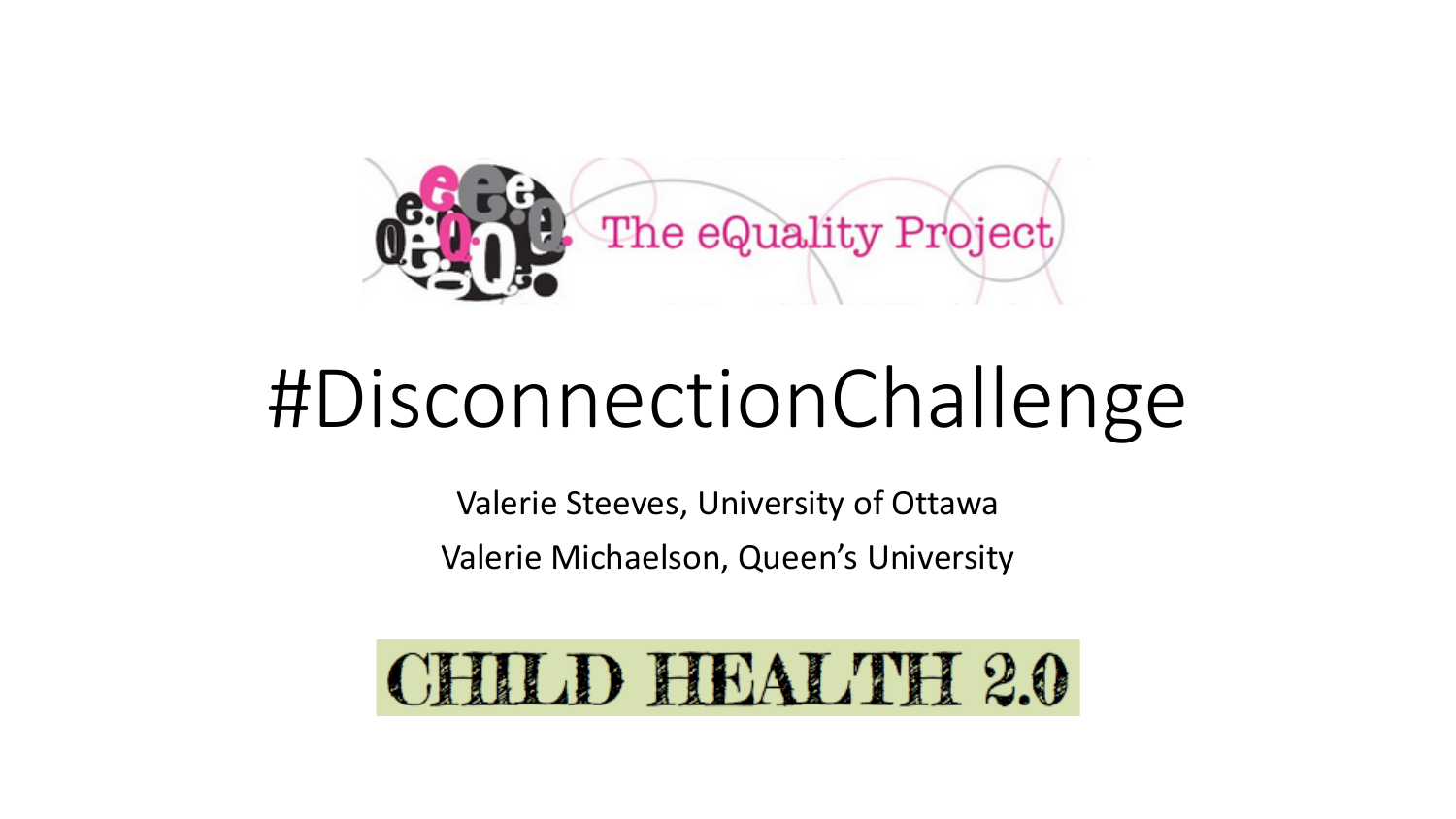The eQuality Project

# #DisconnectionChallenge

Valerie Steeves, University of Ottawa

Valerie Michaelson, Queen's University

CHILD HEALTH 2.0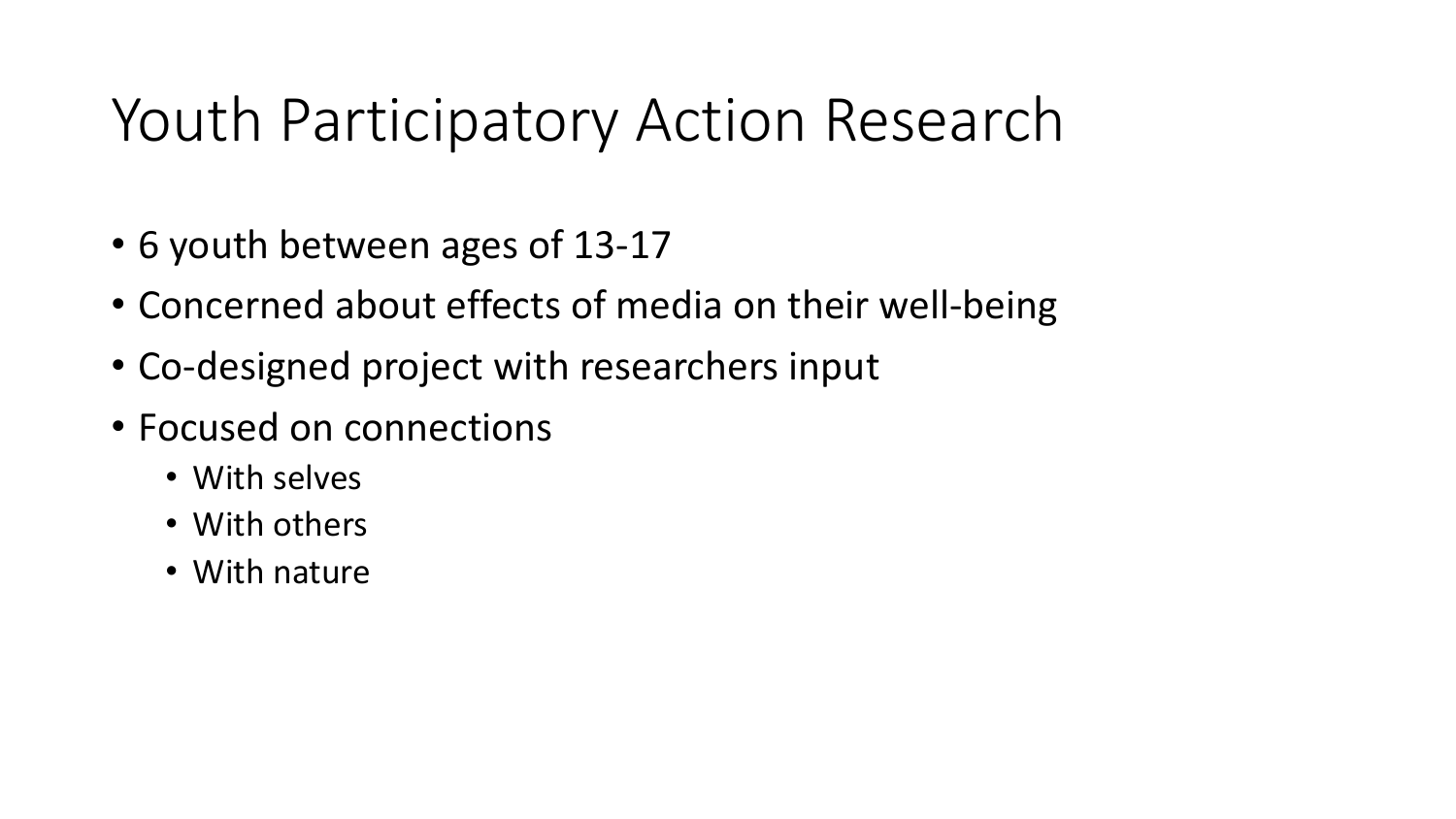# Youth Participatory Action Research

- 6 youth between ages of 13-17
- Concerned about effects of media on their well-being
- Co-designed project with researchers input
- Focused on connections
  - With selves
  - With others
  - With nature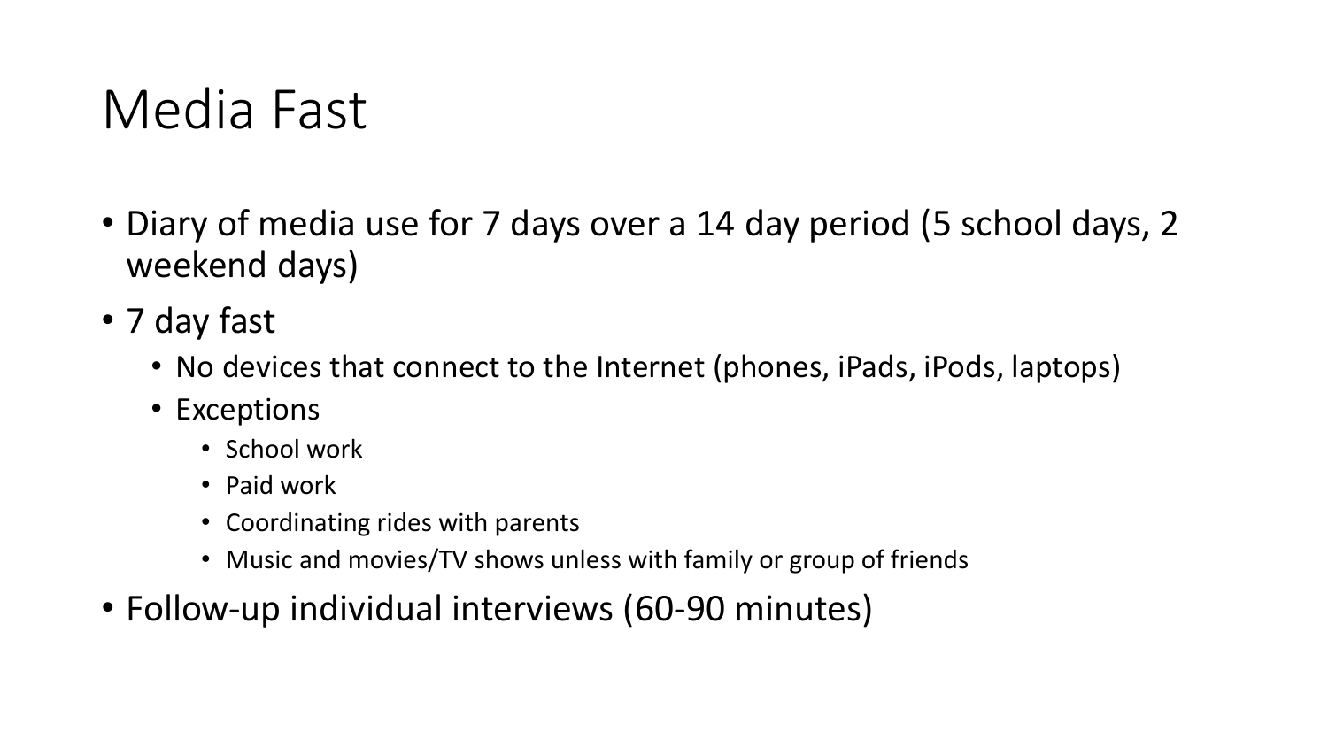# Media Fast

- Diary of media use for 7 days over a 14 day period (5 school days, 2 weekend days)
- 7 day fast
  - No devices that connect to the Internet (phones, iPads, iPods, laptops)
  - Exceptions
    - School work
    - Paid work
    - Coordinating rides with parents
    - Music and movies/TV shows unless with family or group of friends
- Follow-up individual interviews (60-90 minutes)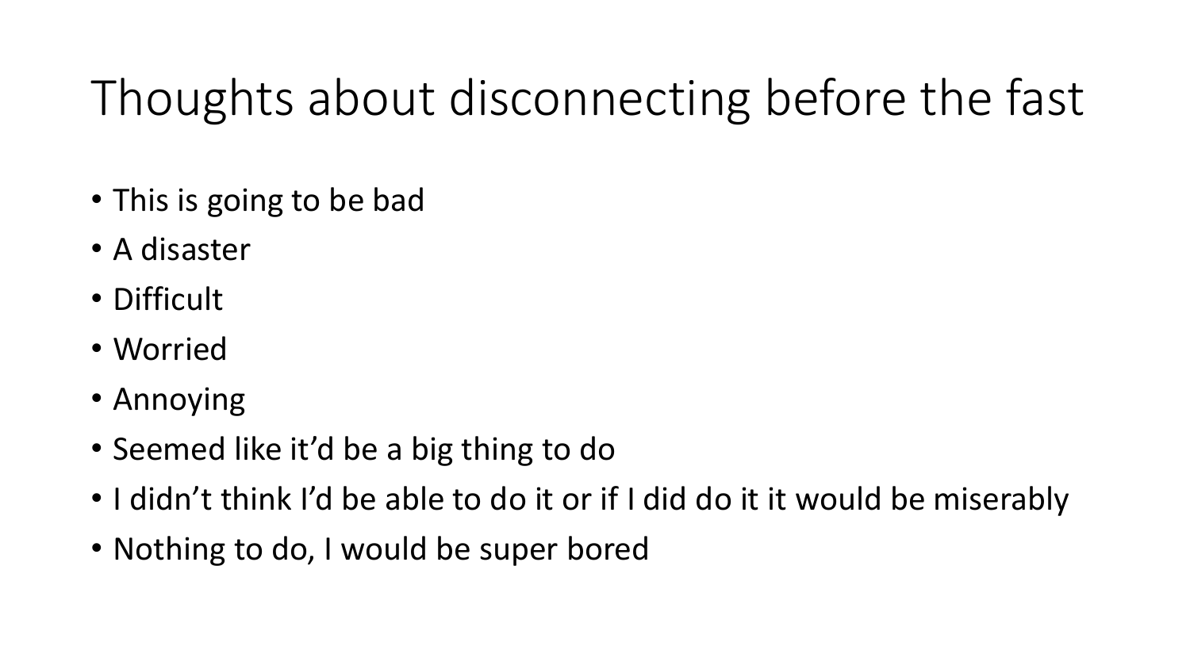# Thoughts about disconnecting before the fast

- This is going to be bad
- A disaster
- Difficult
- Worried
- Annoying
- Seemed like it'd be a big thing to do
- I didn't think I'd be able to do it or if I did do it it would be miserably
- Nothing to do, I would be super bored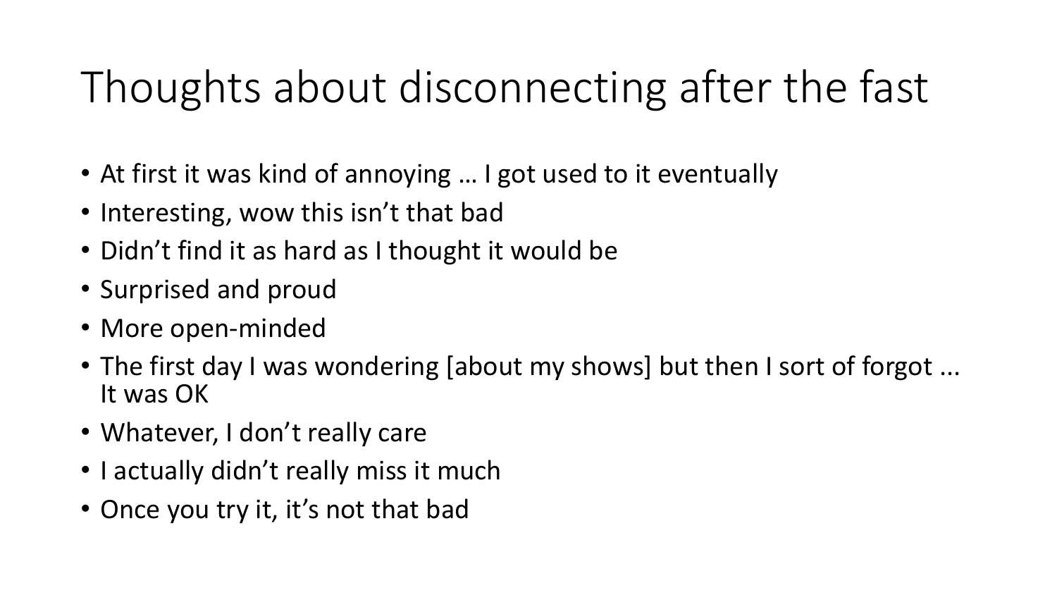# Thoughts about disconnecting after the fast

- At first it was kind of annoying … I got used to it eventually
- Interesting, wow this isn't that bad
- Didn't find it as hard as I thought it would be
- Surprised and proud
- More open-minded
- The first day I was wondering [about my shows] but then I sort of forgot ... It was OK
- Whatever, I don't really care
- I actually didn't really miss it much
- Once you try it, it's not that bad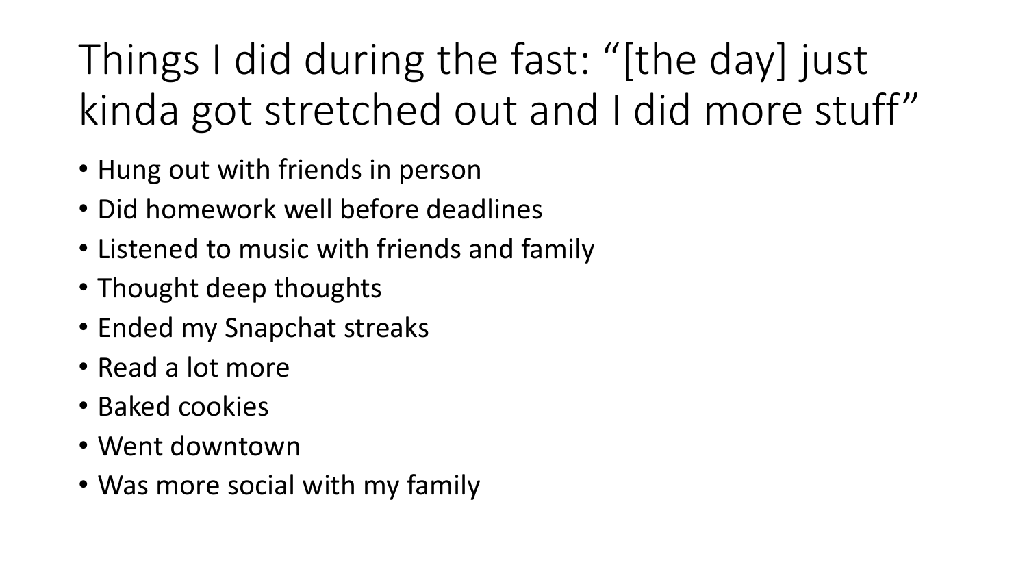# Things I did during the fast: “[the day] just kinda got stretched out and I did more stuff”

- Hung out with friends in person
- Did homework well before deadlines
- Listened to music with friends and family
- Thought deep thoughts
- Ended my Snapchat streaks
- Read a lot more
- Baked cookies
- Went downtown
- Was more social with my family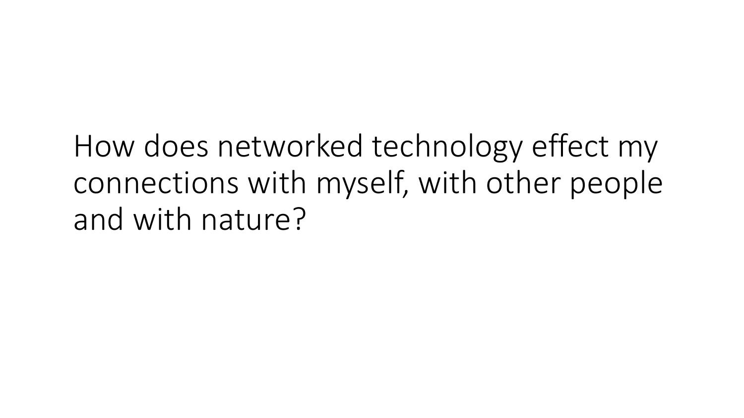How does networked technology effect my connections with myself, with other people and with nature?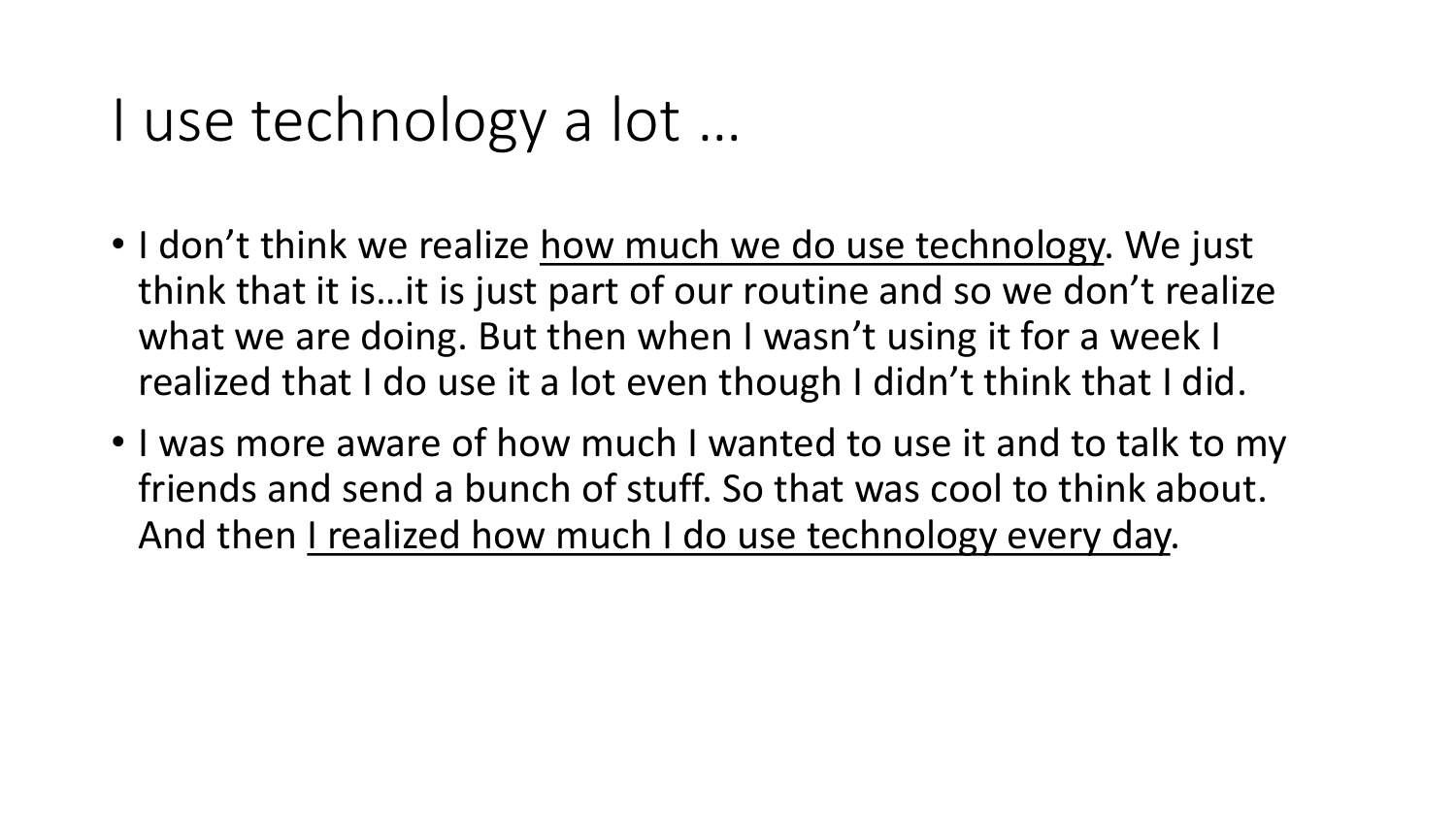# I use technology a lot …

- I don't think we realize <u>how much we do use technology</u>. We just think that it is…it is just part of our routine and so we don't realize what we are doing. But then when I wasn't using it for a week I realized that I do use it a lot even though I didn't think that I did.
- I was more aware of how much I wanted to use it and to talk to my friends and send a bunch of stuff. So that was cool to think about. And then <u>I realized how much I do use technology every day</u>.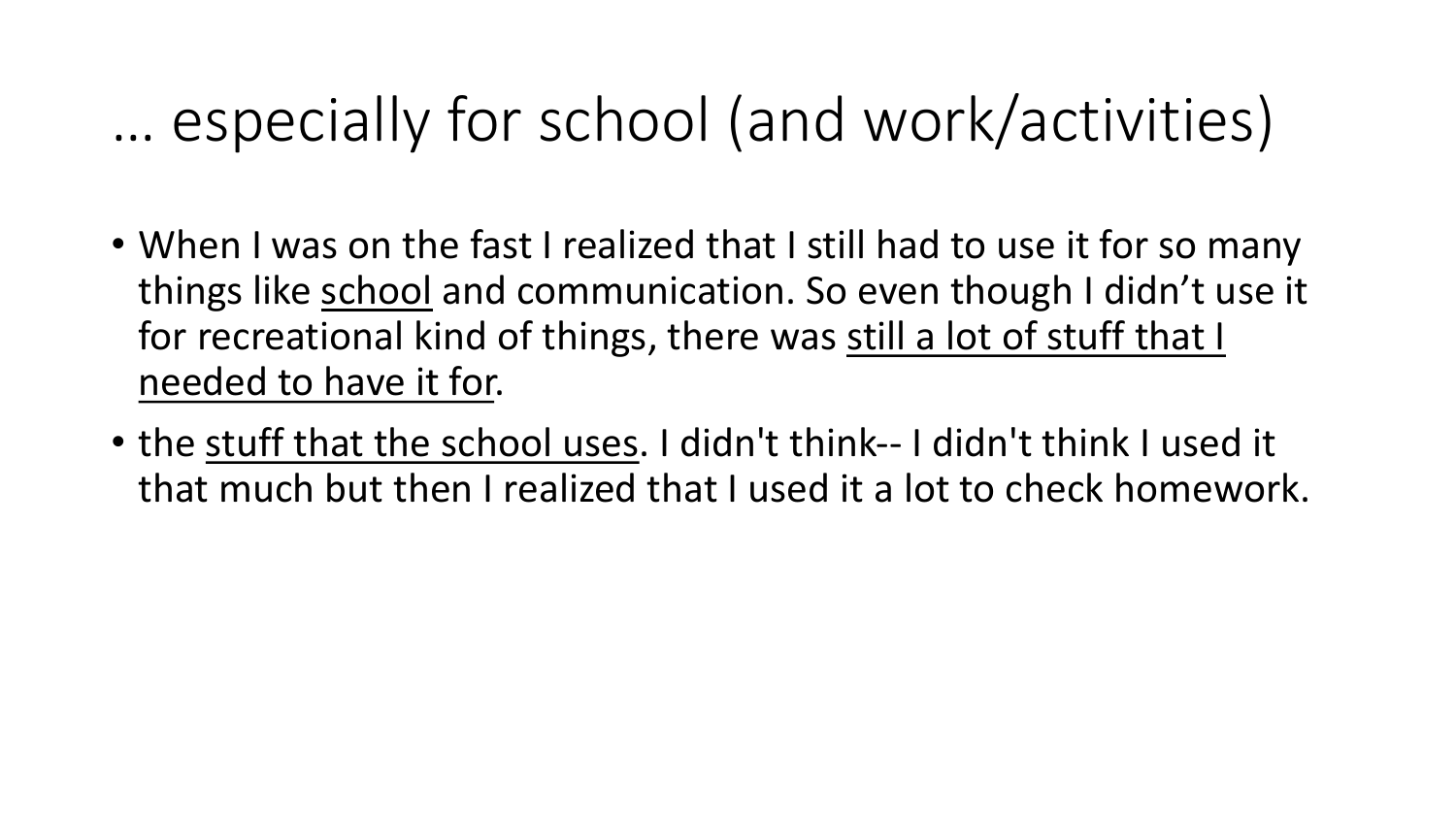# … especially for school (and work/activities)

- When I was on the fast I realized that I still had to use it for so many things like <u>school</u> and communication. So even though I didn’t use it for recreational kind of things, there was <u>still a lot of stuff that I needed to have it for</u>.
- the <u>stuff that the school uses</u>. I didn't think-- I didn't think I used it that much but then I realized that I used it a lot to check homework.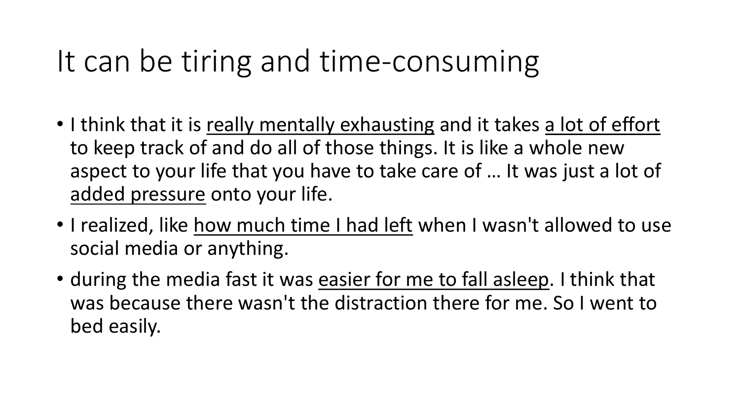# It can be tiring and time-consuming

- I think that it is <u>really mentally exhausting</u> and it takes <u>a lot of effort</u> to keep track of and do all of those things. It is like a whole new aspect to your life that you have to take care of … It was just a lot of <u>added pressure</u> onto your life.
- I realized, like <u>how much time I had left</u> when I wasn't allowed to use social media or anything.
- during the media fast it was <u>easier for me to fall asleep</u>. I think that was because there wasn't the distraction there for me. So I went to bed easily.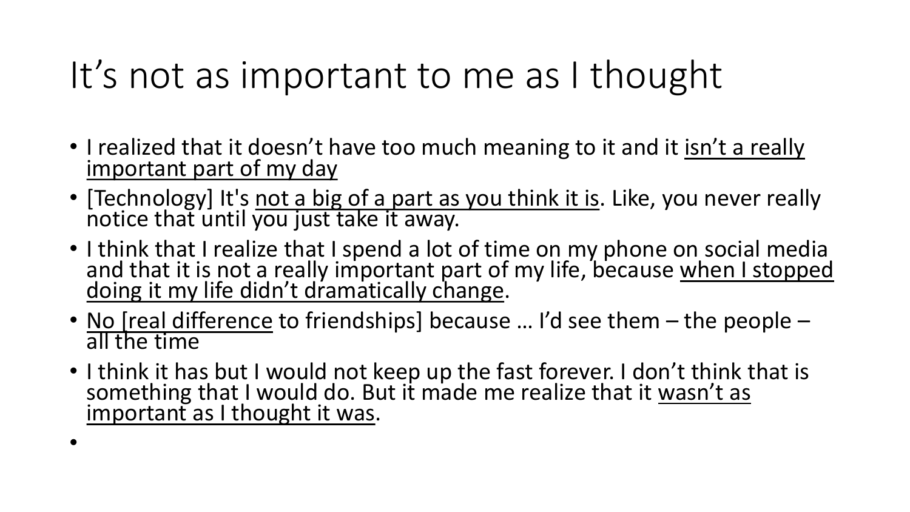# It's not as important to me as I thought

- I realized that it doesn't have too much meaning to it and it <u>isn't a really important part of my day</u>
- [Technology] It's <u>not a big of a part as you think it is</u>. Like, you never really notice that until you just take it away.
- I think that I realize that I spend a lot of time on my phone on social media and that it is not a really important part of my life, because <u>when I stopped doing it my life didn't dramatically change</u>.
- <u>No [real difference</u> to friendships] because … I'd see them – the people – all the time
- I think it has but I would not keep up the fast forever. I don't think that is something that I would do. But it made me realize that it <u>wasn't as important as I thought it was</u>.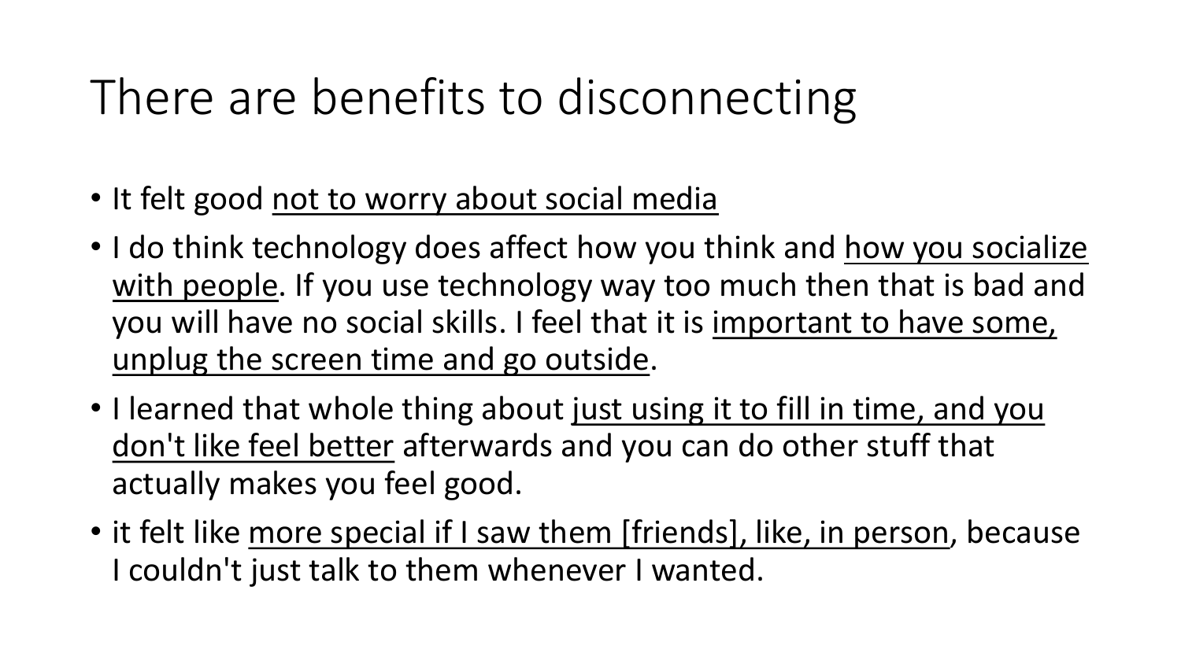# There are benefits to disconnecting

- It felt good <u>not to worry about social media</u>
- I do think technology does affect how you think and <u>how you socialize with people</u>. If you use technology way too much then that is bad and you will have no social skills. I feel that it is <u>important to have some, unplug the screen time and go outside</u>.
- I learned that whole thing about <u>just using it to fill in time, and you don't like feel better</u> afterwards and you can do other stuff that actually makes you feel good.
- it felt like <u>more special if I saw them [friends], like, in person</u>, because I couldn't just talk to them whenever I wanted.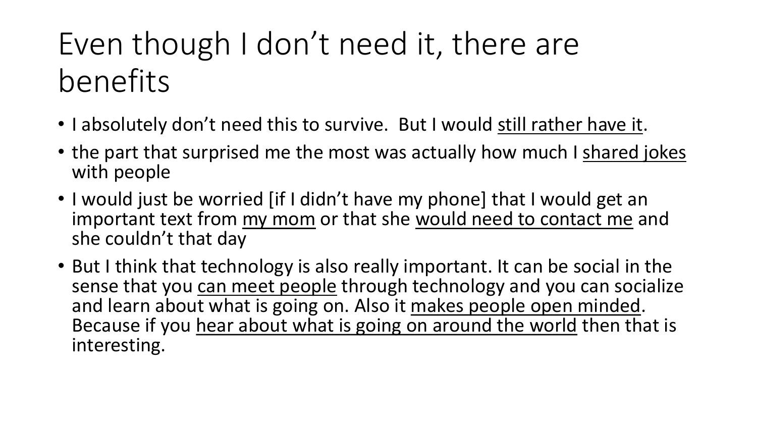# Even though I don't need it, there are benefits

- I absolutely don't need this to survive.  But I would <u>still rather have it</u>.
- the part that surprised me the most was actually how much I <u>shared jokes</u> with people
- I would just be worried [if I didn't have my phone] that I would get an important text from <u>my mom</u> or that she <u>would need to contact me</u> and she couldn't that day
- But I think that technology is also really important. It can be social in the sense that you <u>can meet people</u> through technology and you can socialize and learn about what is going on. Also it <u>makes people open minded</u>. Because if you <u>hear about what is going on around the world</u> then that is interesting.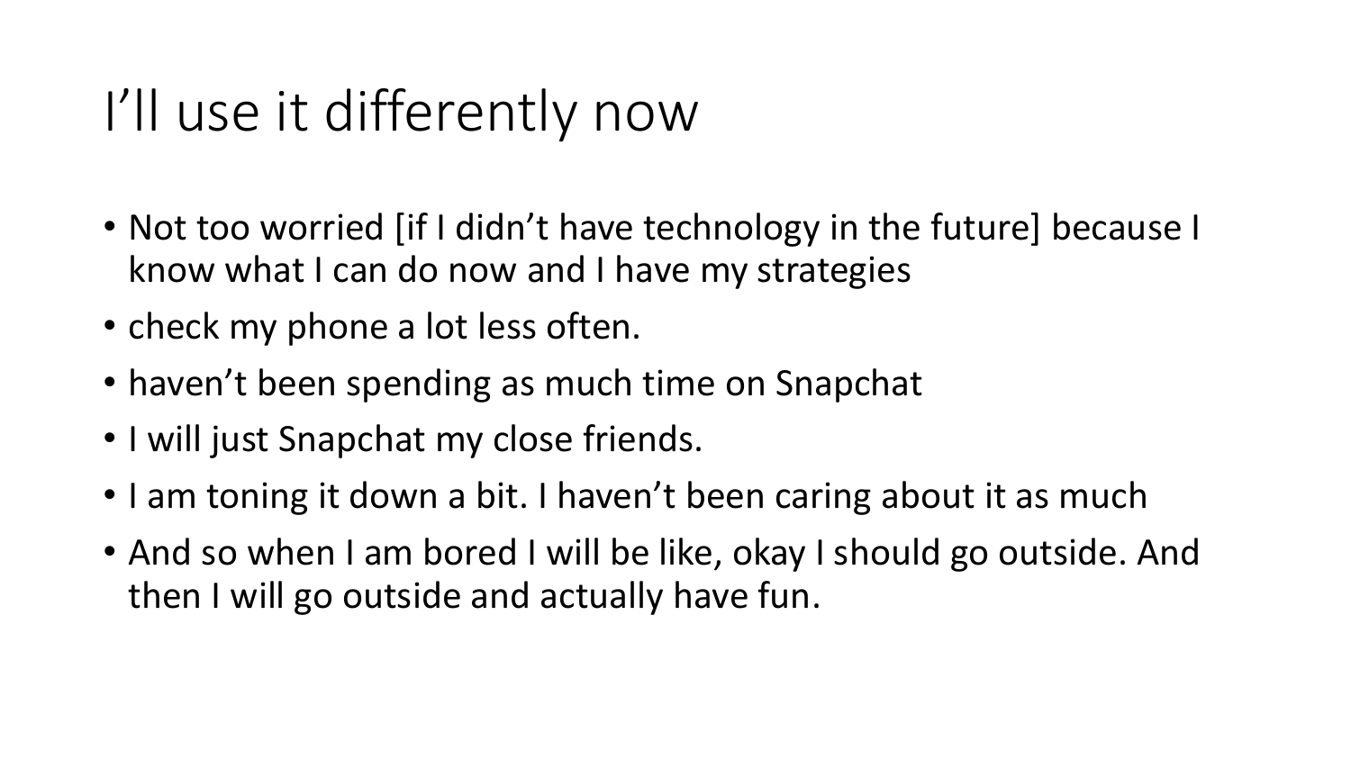# I'll use it differently now

- Not too worried [if I didn't have technology in the future] because I know what I can do now and I have my strategies
- check my phone a lot less often.
- haven't been spending as much time on Snapchat
- I will just Snapchat my close friends.
- I am toning it down a bit. I haven't been caring about it as much
- And so when I am bored I will be like, okay I should go outside. And then I will go outside and actually have fun.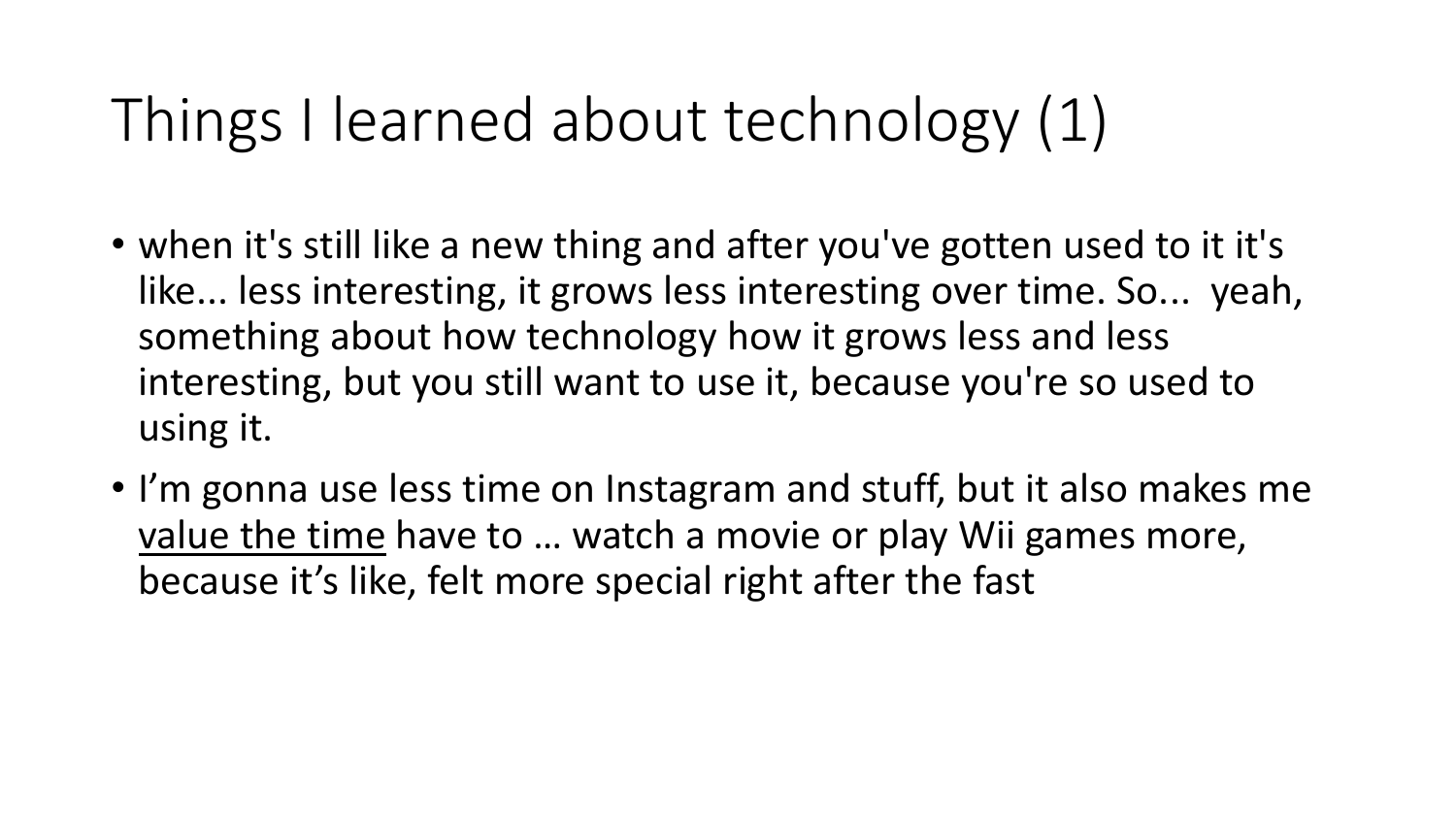# Things I learned about technology (1)

- when it's still like a new thing and after you've gotten used to it it's like... less interesting, it grows less interesting over time. So... yeah, something about how technology how it grows less and less interesting, but you still want to use it, because you're so used to using it.
- I'm gonna use less time on Instagram and stuff, but it also makes me <u>value the time</u> have to … watch a movie or play Wii games more, because it's like, felt more special right after the fast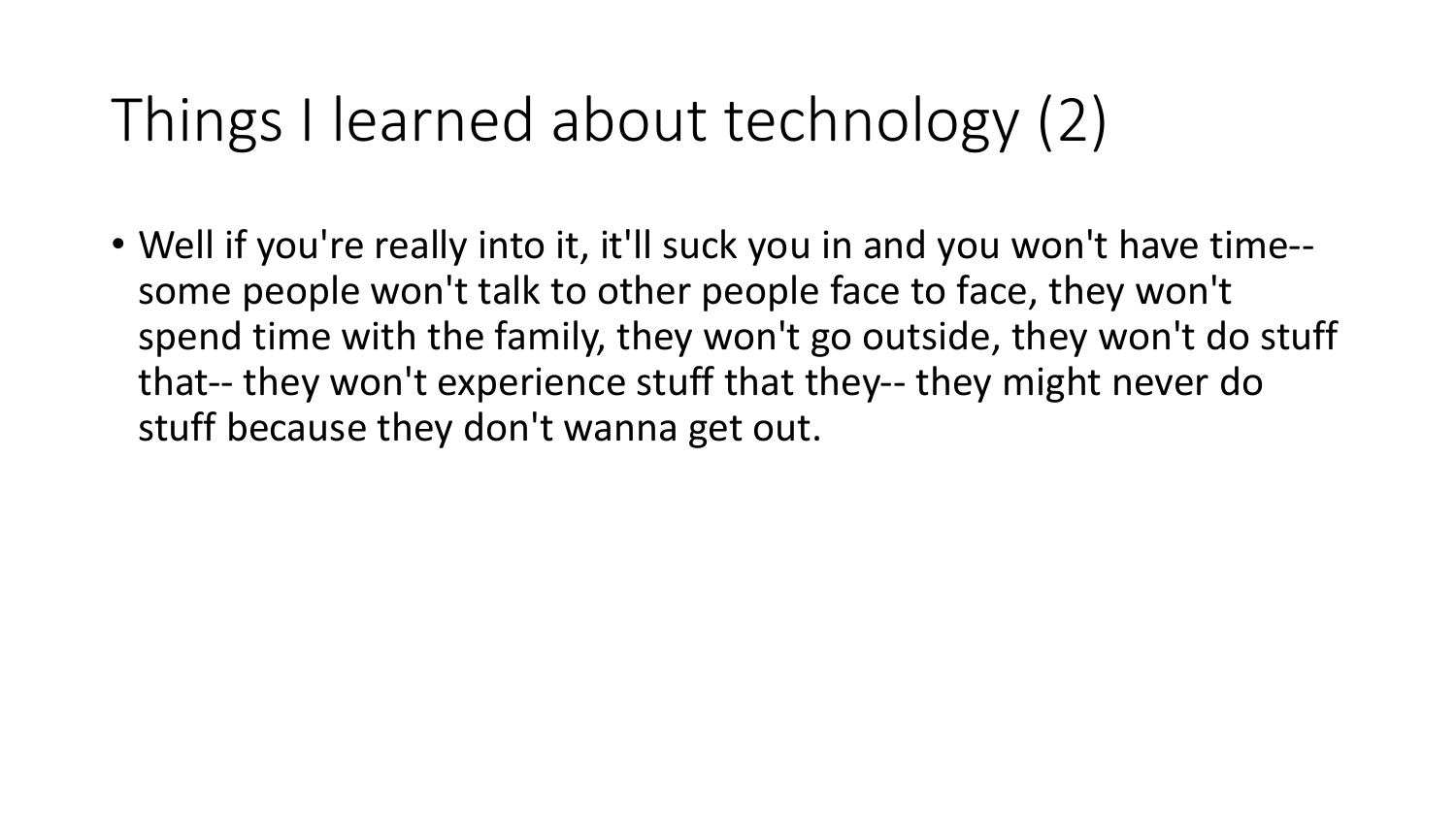# Things I learned about technology (2)

- Well if you're really into it, it'll suck you in and you won't have time-- some people won't talk to other people face to face, they won't spend time with the family, they won't go outside, they won't do stuff that-- they won't experience stuff that they-- they might never do stuff because they don't wanna get out.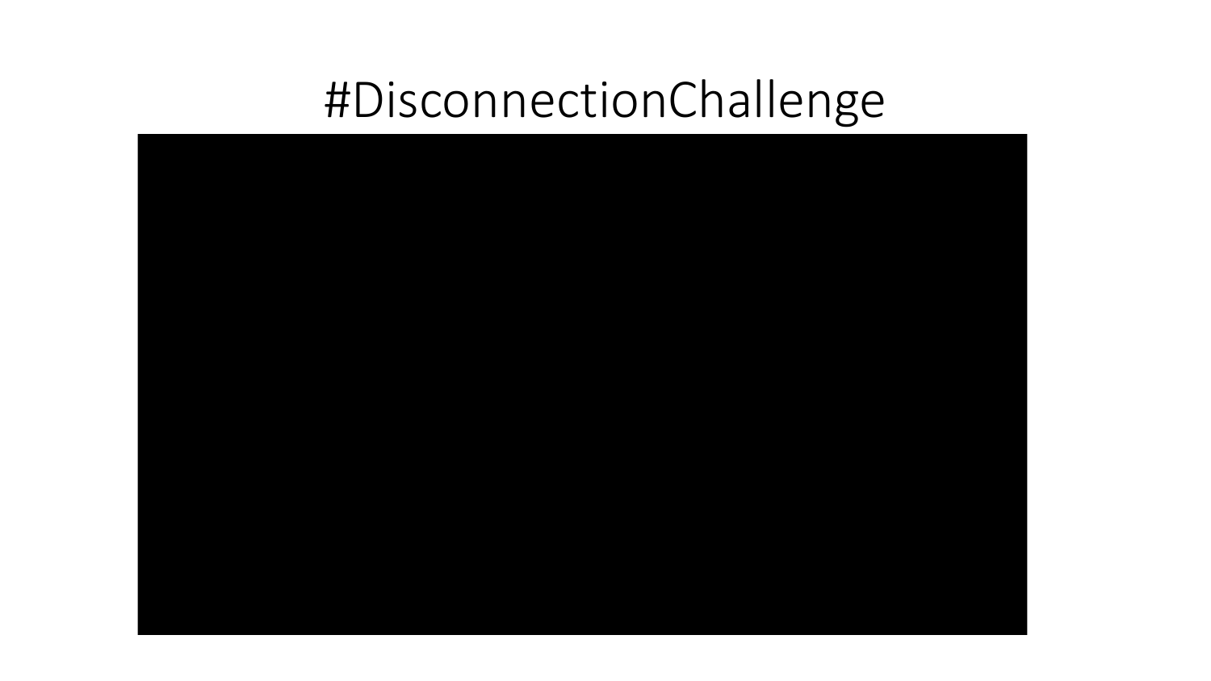# #DisconnectionChallenge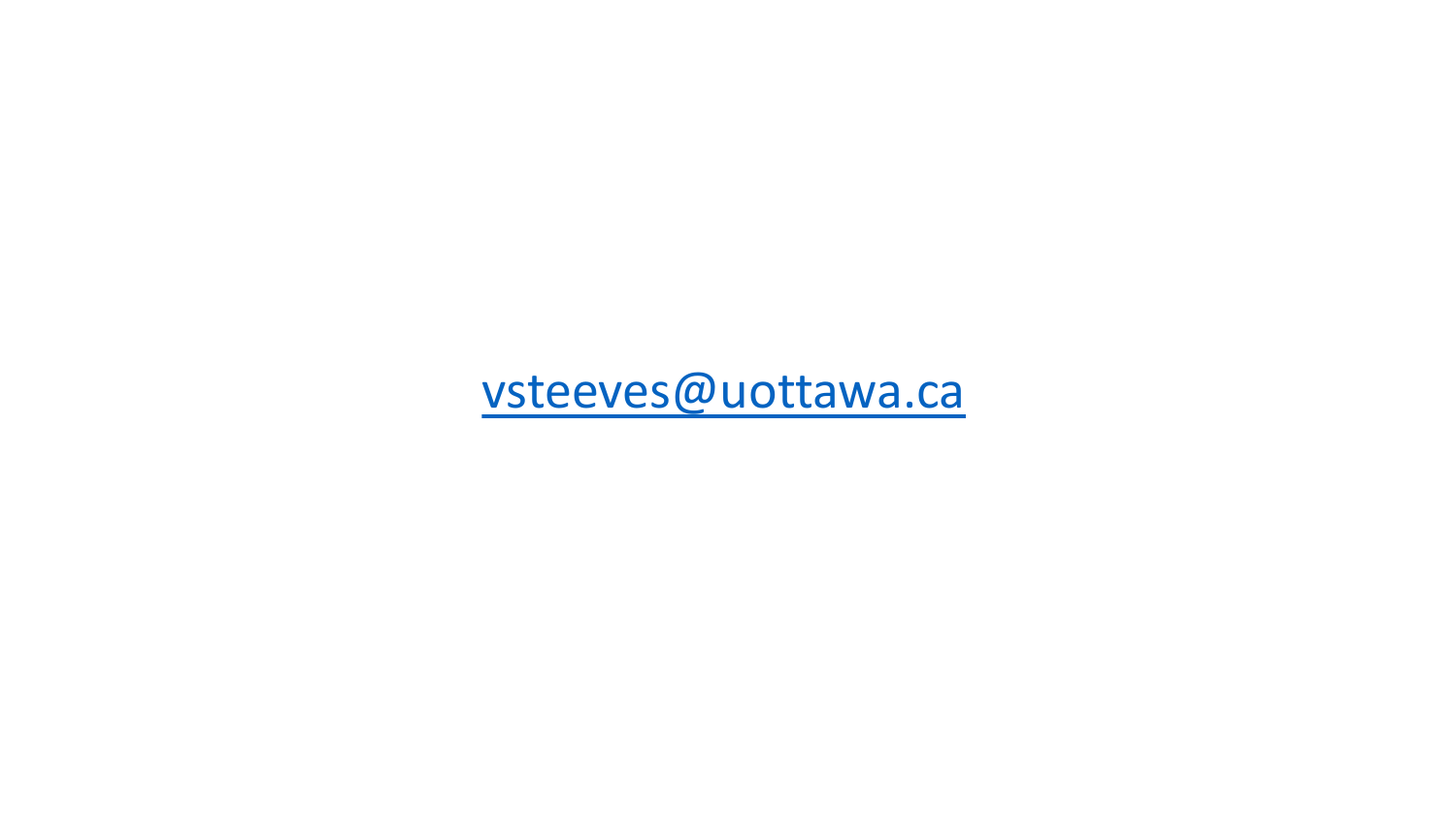[vsteeves@uottawa.ca](mailto:vsteeves@uottawa.ca)